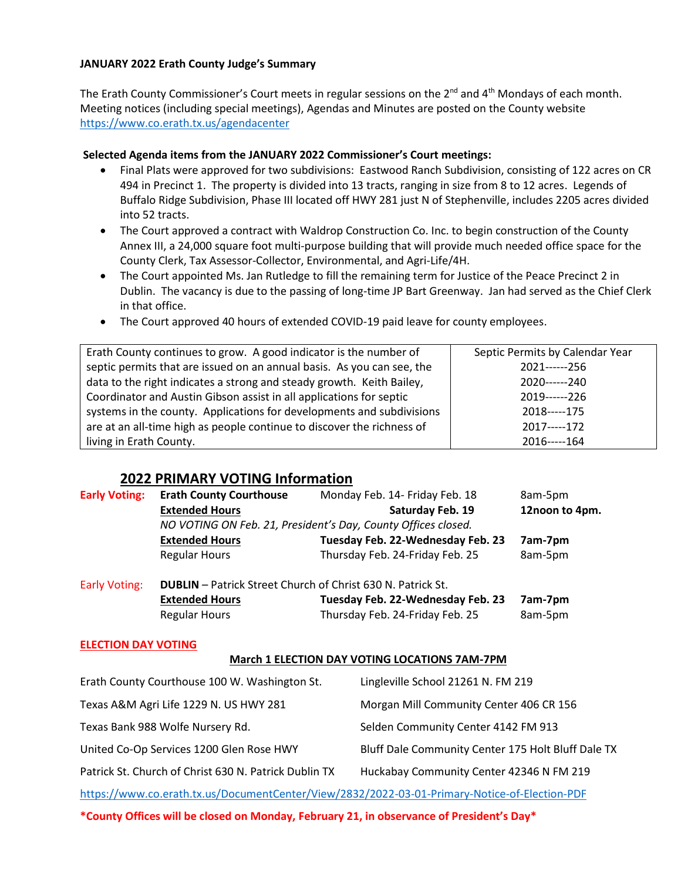**JANUARY 2022 Erath County Judge's Summary**

The Erath County Commissioner's Court meets in regular sessions on the 2nd and 4th Mondays of each month. Meeting notices (including special meetings), Agendas and Minutes are posted on the County website https://www.co.erath.tx.us/agendacenter

**Selected Agenda items from the JANUARY 2022 Commissioner's Court meetings:**

- Final Plats were approved for two subdivisions: Eastwood Ranch Subdivision, consisting of 122 acres on CR 494 in Precinct 1. The property is divided into 13 tracts, ranging in size from 8 to 12 acres. Legends of Buffalo Ridge Subdivision, Phase III located off HWY 281 just N of Stephenville, includes 2205 acres divided into 52 tracts.
- The Court approved a contract with Waldrop Construction Co. Inc. to begin construction of the County Annex III, a 24,000 square foot multi-purpose building that will provide much needed office space for the County Clerk, Tax Assessor-Collector, Environmental, and Agri-Life/4H.
- The Court appointed Ms. Jan Rutledge to fill the remaining term for Justice of the Peace Precinct 2 in Dublin. The vacancy is due to the passing of long-time JP Bart Greenway. Jan had served as the Chief Clerk in that office.
- The Court approved 40 hours of extended COVID-19 paid leave for county employees.

| Erath County continues to grow. A good indicator is the number of septic permits that are issued on an annual basis. As you can see, the data to the right indicates a strong and steady growth. Keith Bailey, Coordinator and Austin Gibson assist in all applications for septic systems in the county. Applications for developments and subdivisions are at an all-time high as people continue to discover the richness of living in Erath County. | Septic Permits by Calendar Year<br>2021------256<br>2020------240<br>2019------226<br>2018-----175<br>2017-----172<br>2016-----164 |
|---|---|

## 2022 PRIMARY VOTING Information

| | | | |
|---|---|---|---|
| **Early Voting:** | **Erath County Courthouse** | Monday Feb. 14- Friday Feb. 18 | 8am-5pm |
| | **Extended Hours** | **Saturday Feb. 19** | **12noon to 4pm.** |
| | *NO VOTING ON Feb. 21, President's Day, County Offices closed.* | | |
| | **Extended Hours** | **Tuesday Feb. 22-Wednesday Feb. 23** | **7am-7pm** |
| | Regular Hours | Thursday Feb. 24-Friday Feb. 25 | 8am-5pm |
| Early Voting: | **DUBLIN** – Patrick Street Church of Christ 630 N. Patrick St. | | |
| | **Extended Hours** | **Tuesday Feb. 22-Wednesday Feb. 23** | **7am-7pm** |
| | Regular Hours | Thursday Feb. 24-Friday Feb. 25 | 8am-5pm |

**ELECTION DAY VOTING**

**March 1 ELECTION DAY VOTING LOCATIONS 7AM-7PM**

| | |
|---|---|
| Erath County Courthouse 100 W. Washington St. | Lingleville School 21261 N. FM 219 |
| Texas A&M Agri Life 1229 N. US HWY 281 | Morgan Mill Community Center 406 CR 156 |
| Texas Bank 988 Wolfe Nursery Rd. | Selden Community Center 4142 FM 913 |
| United Co-Op Services 1200 Glen Rose HWY | Bluff Dale Community Center 175 Holt Bluff Dale TX |
| Patrick St. Church of Christ 630 N. Patrick Dublin TX | Huckabay Community Center 42346 N FM 219 |

https://www.co.erath.tx.us/DocumentCenter/View/2832/2022-03-01-Primary-Notice-of-Election-PDF

***County Offices will be closed on Monday, February 21, in observance of President's Day***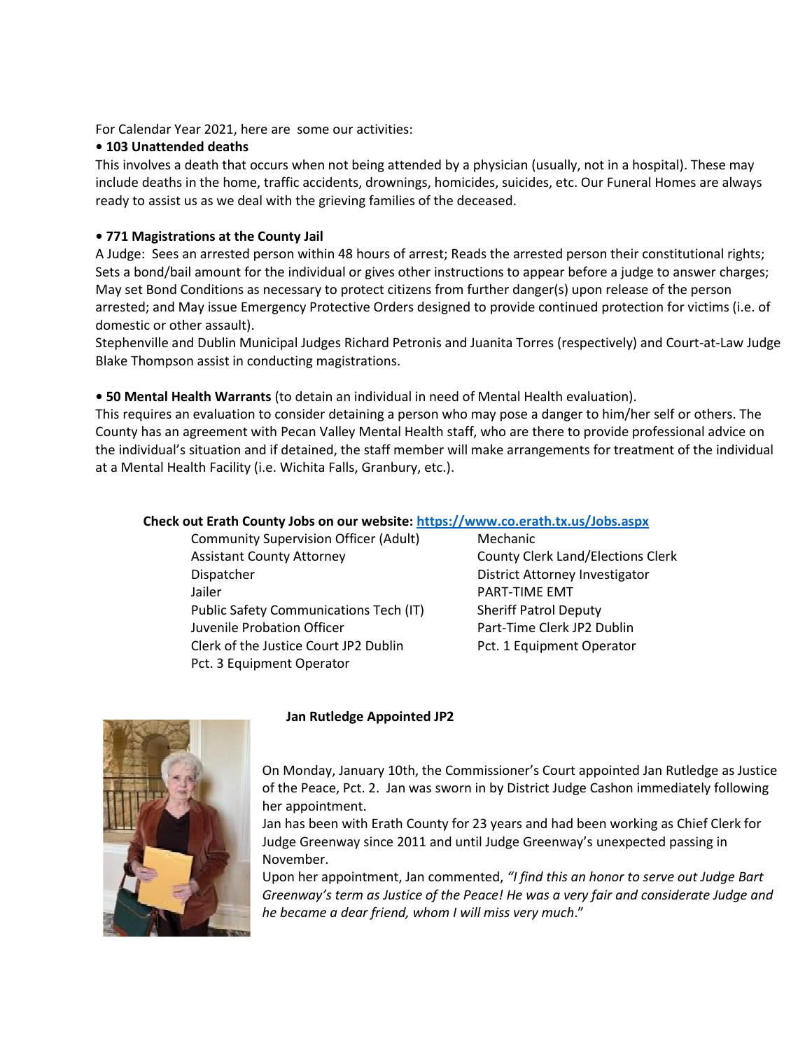For Calendar Year 2021, here are some our activities:

**• 103 Unattended deaths**

This involves a death that occurs when not being attended by a physician (usually, not in a hospital). These may include deaths in the home, traffic accidents, drownings, homicides, suicides, etc. Our Funeral Homes are always ready to assist us as we deal with the grieving families of the deceased.

**• 771 Magistrations at the County Jail**

A Judge: Sees an arrested person within 48 hours of arrest; Reads the arrested person their constitutional rights; Sets a bond/bail amount for the individual or gives other instructions to appear before a judge to answer charges; May set Bond Conditions as necessary to protect citizens from further danger(s) upon release of the person arrested; and May issue Emergency Protective Orders designed to provide continued protection for victims (i.e. of domestic or other assault).

Stephenville and Dublin Municipal Judges Richard Petronis and Juanita Torres (respectively) and Court-at-Law Judge Blake Thompson assist in conducting magistrations.

**• 50 Mental Health Warrants** (to detain an individual in need of Mental Health evaluation).

This requires an evaluation to consider detaining a person who may pose a danger to him/her self or others. The County has an agreement with Pecan Valley Mental Health staff, who are there to provide professional advice on the individual's situation and if detained, the staff member will make arrangements for treatment of the individual at a Mental Health Facility (i.e. Wichita Falls, Granbury, etc.).

**Check out Erath County Jobs on our website: [https://www.co.erath.tx.us/Jobs.aspx](https://www.co.erath.tx.us/Jobs.aspx)**

- Community Supervision Officer (Adult)
- Assistant County Attorney
- Dispatcher
- Jailer
- Public Safety Communications Tech (IT)
- Juvenile Probation Officer
- Clerk of the Justice Court JP2 Dublin
- Pct. 3 Equipment Operator
- Mechanic
- County Clerk Land/Elections Clerk
- District Attorney Investigator
- PART-TIME EMT
- Sheriff Patrol Deputy
- Part-Time Clerk JP2 Dublin
- Pct. 1 Equipment Operator

**Jan Rutledge Appointed JP2**

On Monday, January 10th, the Commissioner's Court appointed Jan Rutledge as Justice of the Peace, Pct. 2. Jan was sworn in by District Judge Cashon immediately following her appointment.

Jan has been with Erath County for 23 years and had been working as Chief Clerk for Judge Greenway since 2011 and until Judge Greenway's unexpected passing in November.

Upon her appointment, Jan commented, *"I find this an honor to serve out Judge Bart Greenway's term as Justice of the Peace! He was a very fair and considerate Judge and he became a dear friend, whom I will miss very much*."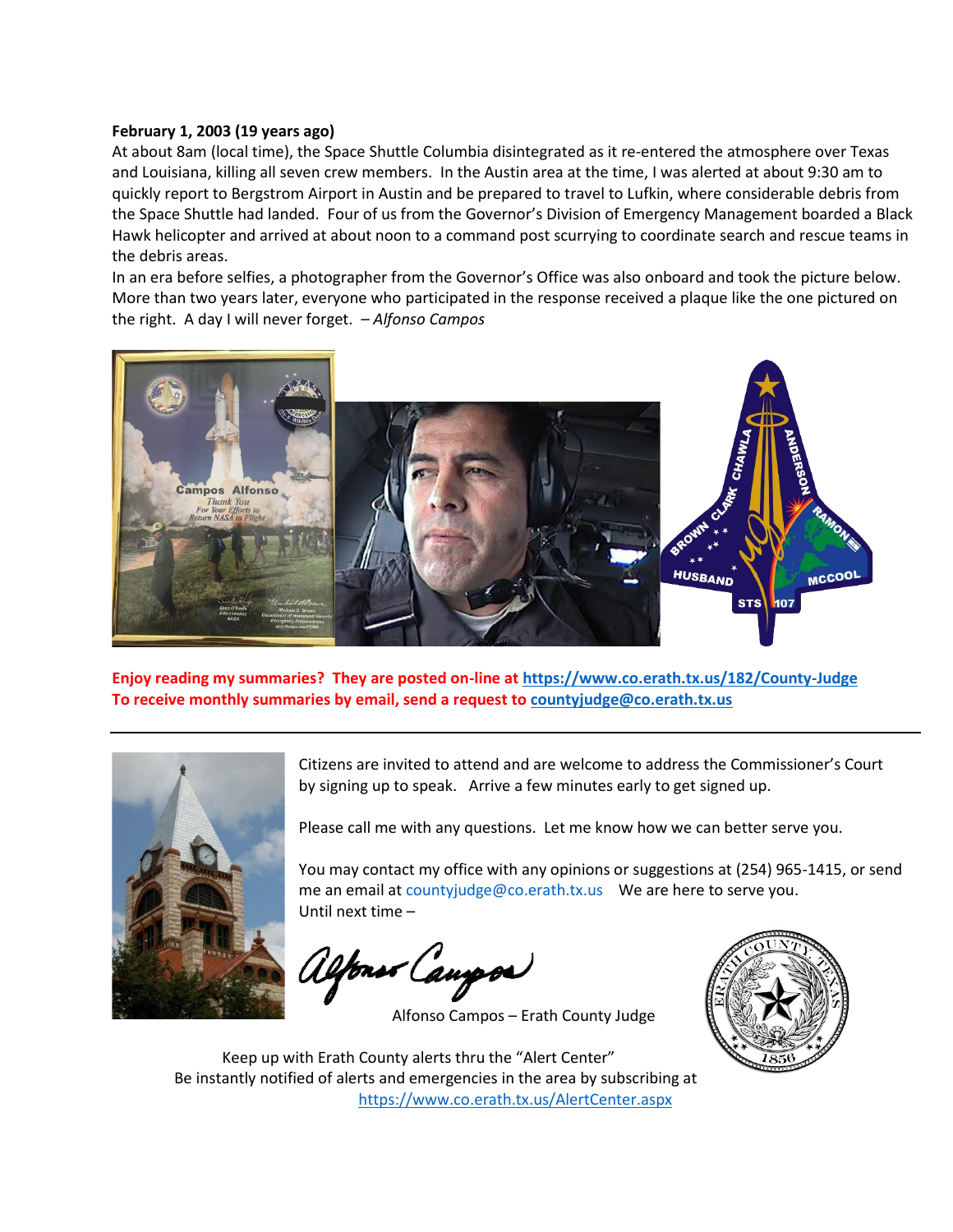**February 1, 2003 (19 years ago)**

At about 8am (local time), the Space Shuttle Columbia disintegrated as it re-entered the atmosphere over Texas and Louisiana, killing all seven crew members. In the Austin area at the time, I was alerted at about 9:30 am to quickly report to Bergstrom Airport in Austin and be prepared to travel to Lufkin, where considerable debris from the Space Shuttle had landed. Four of us from the Governor's Division of Emergency Management boarded a Black Hawk helicopter and arrived at about noon to a command post scurrying to coordinate search and rescue teams in the debris areas.

In an era before selfies, a photographer from the Governor's Office was also onboard and took the picture below. More than two years later, everyone who participated in the response received a plaque like the one pictured on the right. A day I will never forget. – *Alfonso Campos*

**Enjoy reading my summaries? They are posted on-line at [https://www.co.erath.tx.us/182/County-Judge](https://www.co.erath.tx.us/182/County-Judge)**
**To receive monthly summaries by email, send a request to [countyjudge@co.erath.tx.us](mailto:countyjudge@co.erath.tx.us)**

---

Citizens are invited to attend and are welcome to address the Commissioner's Court by signing up to speak. Arrive a few minutes early to get signed up.

Please call me with any questions. Let me know how we can better serve you.

You may contact my office with any opinions or suggestions at (254) 965-1415, or send me an email at countyjudge@co.erath.tx.us We are here to serve you.

Until next time –

Alfonso Campos – Erath County Judge

Keep up with Erath County alerts thru the "Alert Center"
Be instantly notified of alerts and emergencies in the area by subscribing at
[https://www.co.erath.tx.us/AlertCenter.aspx](https://www.co.erath.tx.us/AlertCenter.aspx)